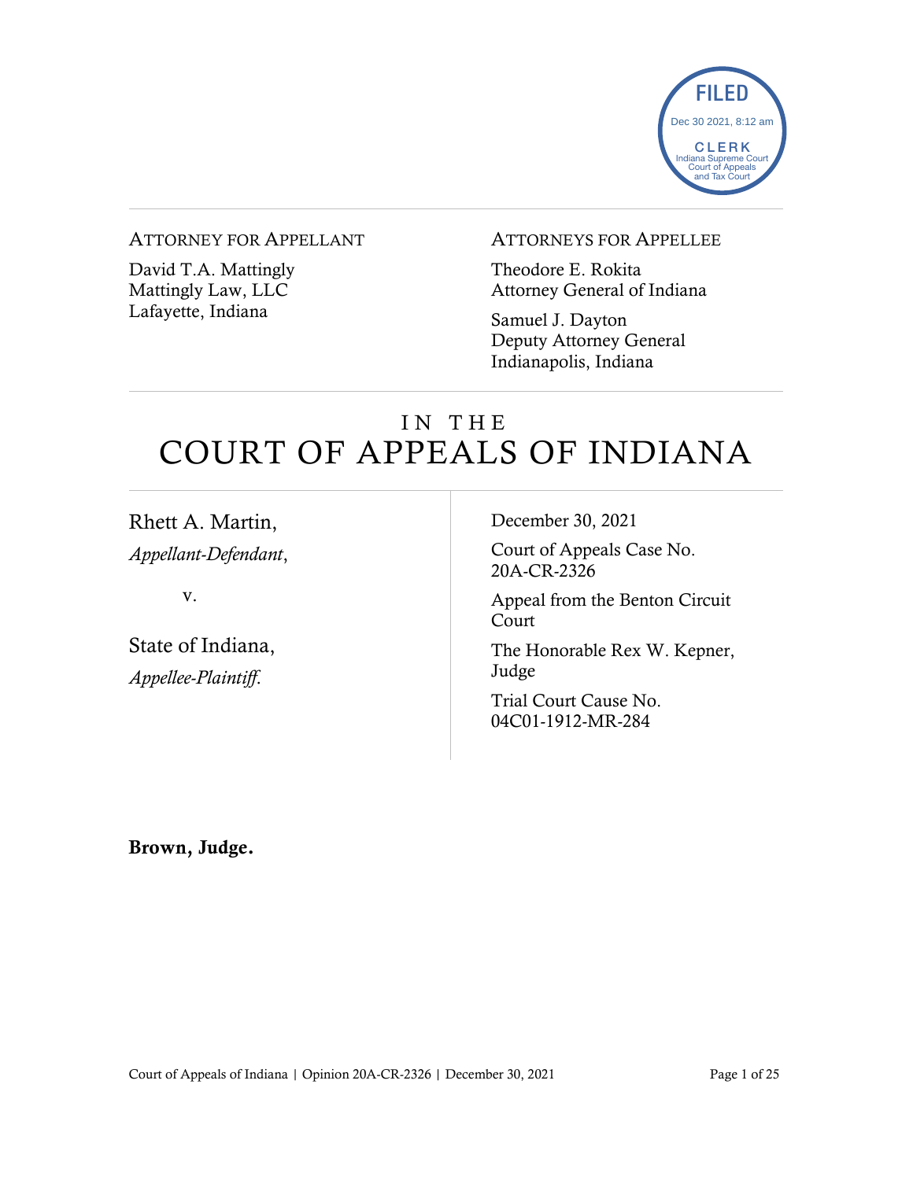FILED
Dec 30 2021, 8:12 am
CLERK
Indiana Supreme Court
Court of Appeals
and Tax Court

ATTORNEY FOR APPELLANT

David T.A. Mattingly
Mattingly Law, LLC
Lafayette, Indiana

ATTORNEYS FOR APPELLEE

Theodore E. Rokita
Attorney General of Indiana

Samuel J. Dayton
Deputy Attorney General
Indianapolis, Indiana

# IN THE COURT OF APPEALS OF INDIANA

Rhett A. Martin,
*Appellant-Defendant*,

v.

State of Indiana,
*Appellee-Plaintiff*.

December 30, 2021

Court of Appeals Case No. 20A-CR-2326

Appeal from the Benton Circuit Court

The Honorable Rex W. Kepner, Judge

Trial Court Cause No. 04C01-1912-MR-284

**Brown, Judge.**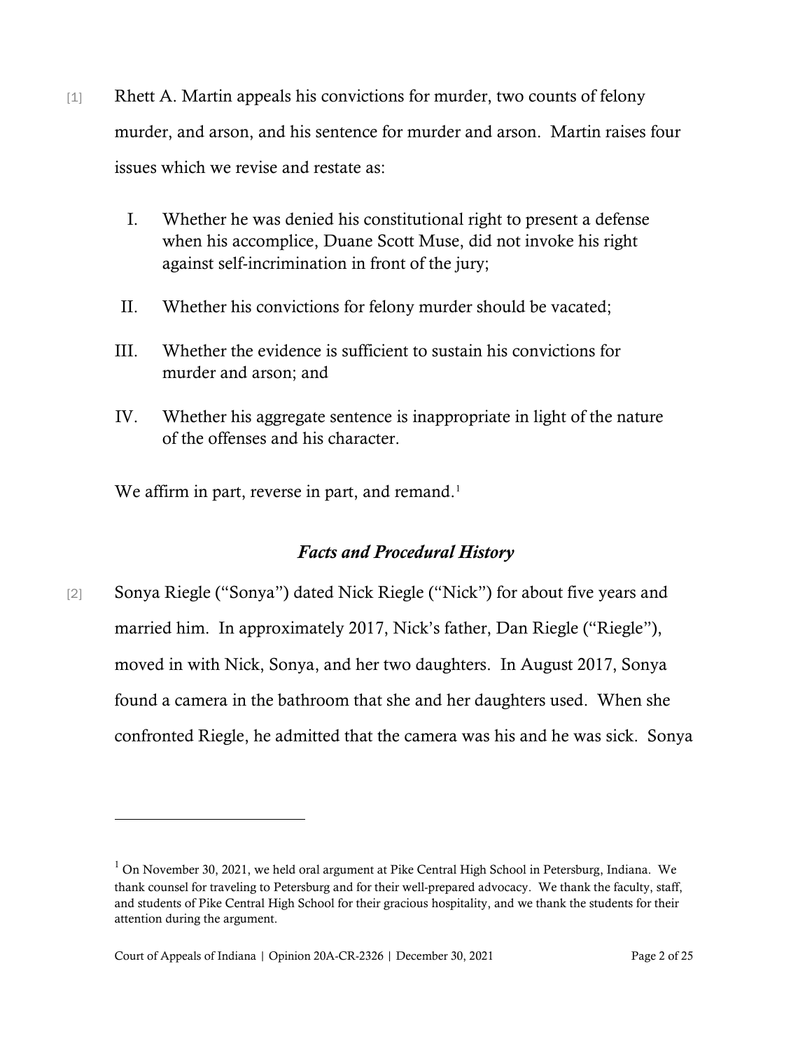[1] Rhett A. Martin appeals his convictions for murder, two counts of felony murder, and arson, and his sentence for murder and arson. Martin raises four issues which we revise and restate as:

I. Whether he was denied his constitutional right to present a defense when his accomplice, Duane Scott Muse, did not invoke his right against self-incrimination in front of the jury;

II. Whether his convictions for felony murder should be vacated;

III. Whether the evidence is sufficient to sustain his convictions for murder and arson; and

IV. Whether his aggregate sentence is inappropriate in light of the nature of the offenses and his character.

We affirm in part, reverse in part, and remand.[1]

## *Facts and Procedural History*

[2] Sonya Riegle ("Sonya") dated Nick Riegle ("Nick") for about five years and married him. In approximately 2017, Nick's father, Dan Riegle ("Riegle"), moved in with Nick, Sonya, and her two daughters. In August 2017, Sonya found a camera in the bathroom that she and her daughters used. When she confronted Riegle, he admitted that the camera was his and he was sick. Sonya

---

[1] On November 30, 2021, we held oral argument at Pike Central High School in Petersburg, Indiana. We thank counsel for traveling to Petersburg and for their well-prepared advocacy. We thank the faculty, staff, and students of Pike Central High School for their gracious hospitality, and we thank the students for their attention during the argument.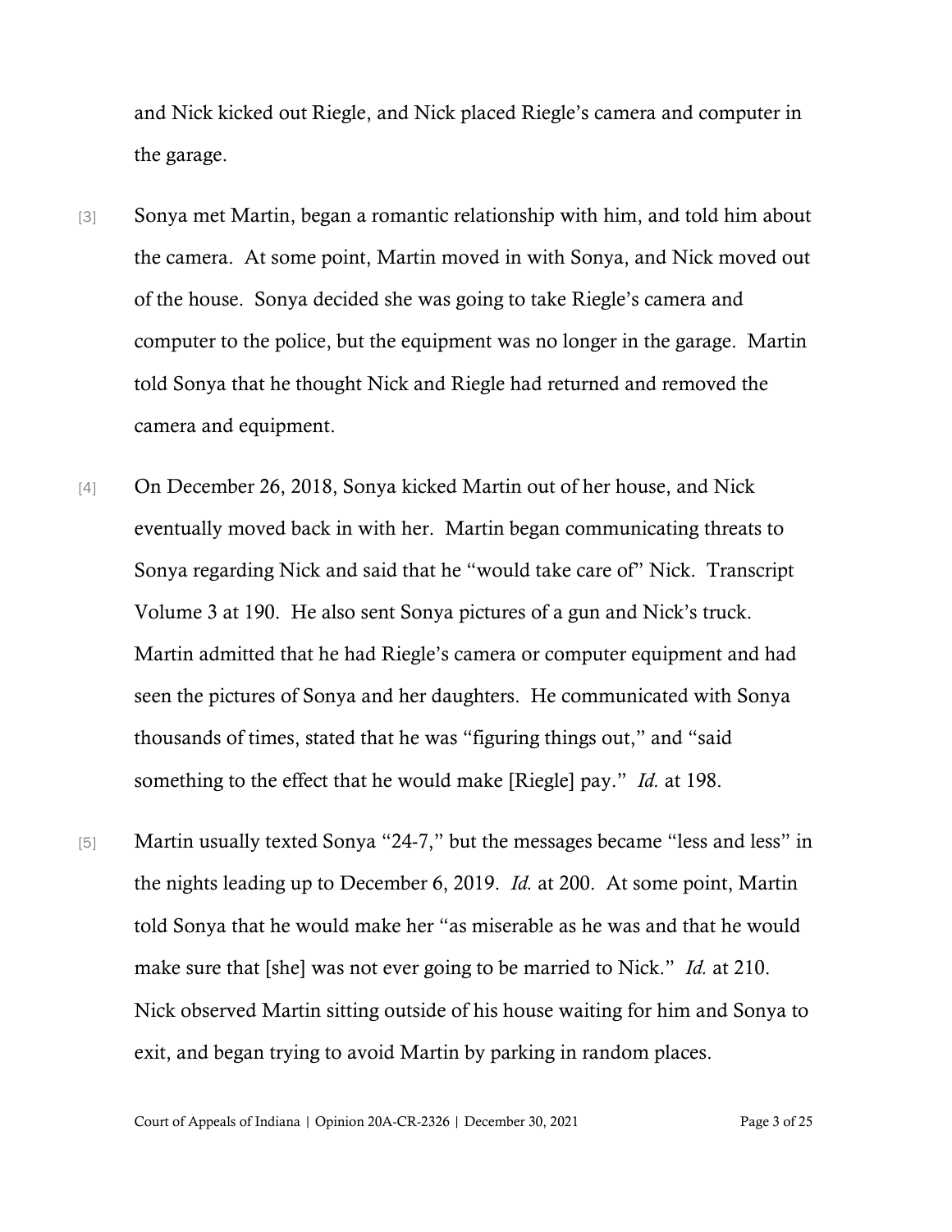and Nick kicked out Riegle, and Nick placed Riegle's camera and computer in the garage.

[3] Sonya met Martin, began a romantic relationship with him, and told him about the camera. At some point, Martin moved in with Sonya, and Nick moved out of the house. Sonya decided she was going to take Riegle's camera and computer to the police, but the equipment was no longer in the garage. Martin told Sonya that he thought Nick and Riegle had returned and removed the camera and equipment.

[4] On December 26, 2018, Sonya kicked Martin out of her house, and Nick eventually moved back in with her. Martin began communicating threats to Sonya regarding Nick and said that he "would take care of" Nick. Transcript Volume 3 at 190. He also sent Sonya pictures of a gun and Nick's truck. Martin admitted that he had Riegle's camera or computer equipment and had seen the pictures of Sonya and her daughters. He communicated with Sonya thousands of times, stated that he was "figuring things out," and "said something to the effect that he would make [Riegle] pay." *Id.* at 198.

[5] Martin usually texted Sonya "24-7," but the messages became "less and less" in the nights leading up to December 6, 2019. *Id.* at 200. At some point, Martin told Sonya that he would make her "as miserable as he was and that he would make sure that [she] was not ever going to be married to Nick." *Id.* at 210. Nick observed Martin sitting outside of his house waiting for him and Sonya to exit, and began trying to avoid Martin by parking in random places.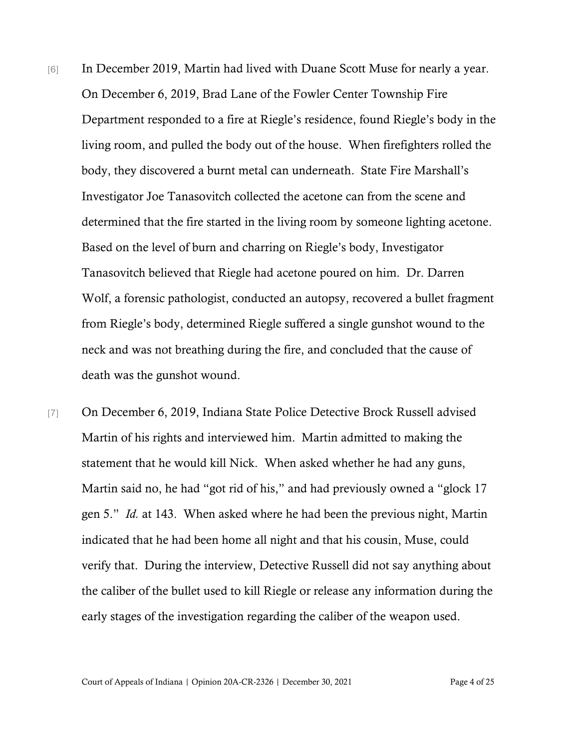[6] In December 2019, Martin had lived with Duane Scott Muse for nearly a year. On December 6, 2019, Brad Lane of the Fowler Center Township Fire Department responded to a fire at Riegle's residence, found Riegle's body in the living room, and pulled the body out of the house. When firefighters rolled the body, they discovered a burnt metal can underneath. State Fire Marshall's Investigator Joe Tanasovitch collected the acetone can from the scene and determined that the fire started in the living room by someone lighting acetone. Based on the level of burn and charring on Riegle's body, Investigator Tanasovitch believed that Riegle had acetone poured on him. Dr. Darren Wolf, a forensic pathologist, conducted an autopsy, recovered a bullet fragment from Riegle's body, determined Riegle suffered a single gunshot wound to the neck and was not breathing during the fire, and concluded that the cause of death was the gunshot wound.

[7] On December 6, 2019, Indiana State Police Detective Brock Russell advised Martin of his rights and interviewed him. Martin admitted to making the statement that he would kill Nick. When asked whether he had any guns, Martin said no, he had "got rid of his," and had previously owned a "glock 17 gen 5." *Id.* at 143. When asked where he had been the previous night, Martin indicated that he had been home all night and that his cousin, Muse, could verify that. During the interview, Detective Russell did not say anything about the caliber of the bullet used to kill Riegle or release any information during the early stages of the investigation regarding the caliber of the weapon used.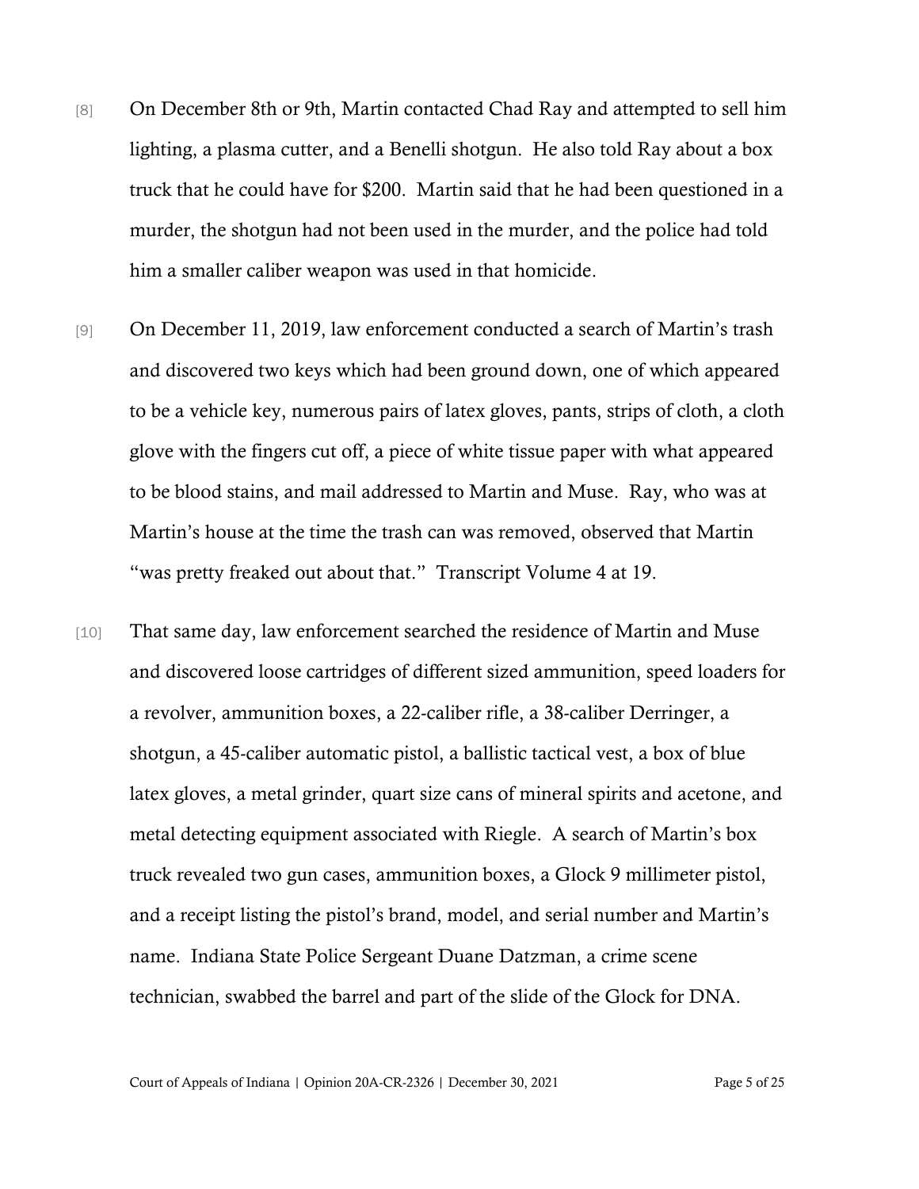[8] On December 8th or 9th, Martin contacted Chad Ray and attempted to sell him lighting, a plasma cutter, and a Benelli shotgun. He also told Ray about a box truck that he could have for $200. Martin said that he had been questioned in a murder, the shotgun had not been used in the murder, and the police had told him a smaller caliber weapon was used in that homicide.

[9] On December 11, 2019, law enforcement conducted a search of Martin's trash and discovered two keys which had been ground down, one of which appeared to be a vehicle key, numerous pairs of latex gloves, pants, strips of cloth, a cloth glove with the fingers cut off, a piece of white tissue paper with what appeared to be blood stains, and mail addressed to Martin and Muse. Ray, who was at Martin's house at the time the trash can was removed, observed that Martin "was pretty freaked out about that." Transcript Volume 4 at 19.

[10] That same day, law enforcement searched the residence of Martin and Muse and discovered loose cartridges of different sized ammunition, speed loaders for a revolver, ammunition boxes, a 22-caliber rifle, a 38-caliber Derringer, a shotgun, a 45-caliber automatic pistol, a ballistic tactical vest, a box of blue latex gloves, a metal grinder, quart size cans of mineral spirits and acetone, and metal detecting equipment associated with Riegle. A search of Martin's box truck revealed two gun cases, ammunition boxes, a Glock 9 millimeter pistol, and a receipt listing the pistol's brand, model, and serial number and Martin's name. Indiana State Police Sergeant Duane Datzman, a crime scene technician, swabbed the barrel and part of the slide of the Glock for DNA.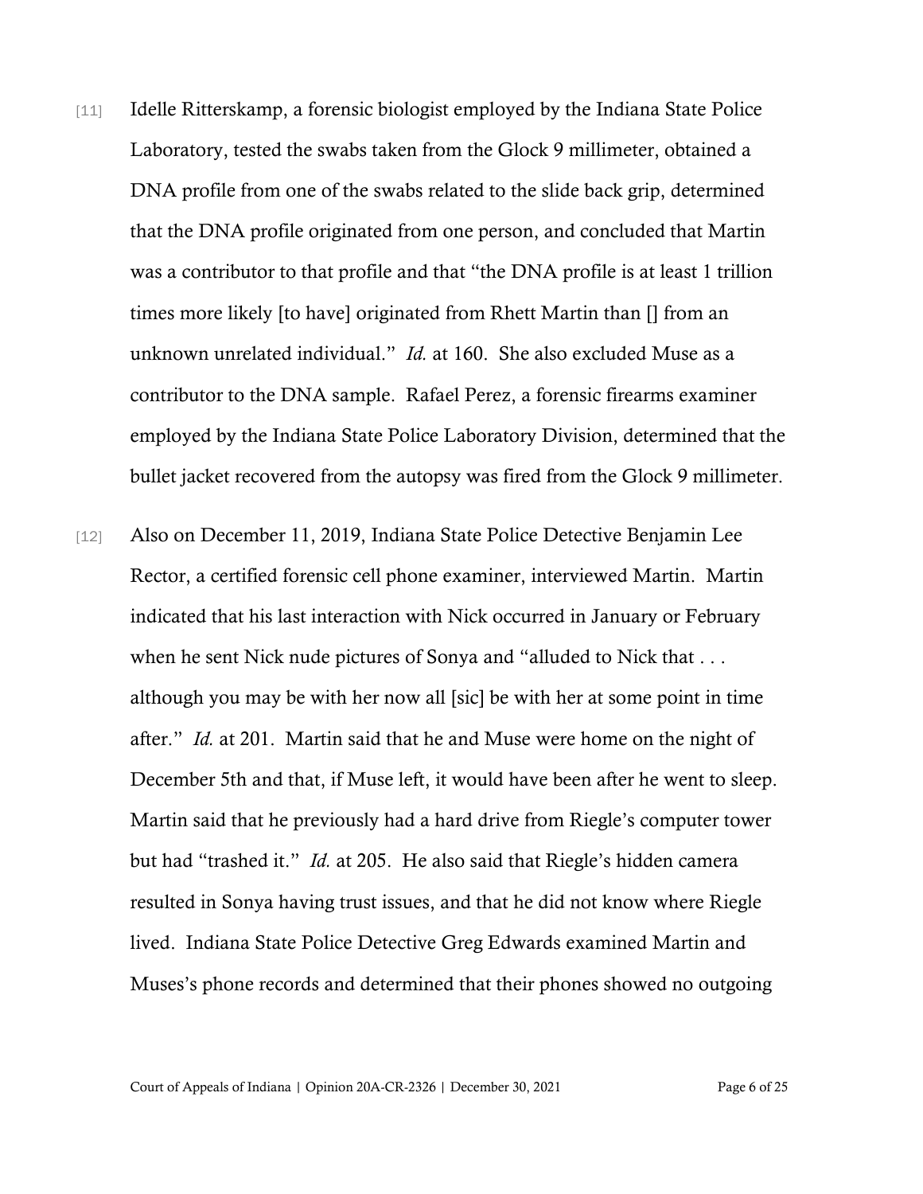[11] Idelle Ritterskamp, a forensic biologist employed by the Indiana State Police Laboratory, tested the swabs taken from the Glock 9 millimeter, obtained a DNA profile from one of the swabs related to the slide back grip, determined that the DNA profile originated from one person, and concluded that Martin was a contributor to that profile and that "the DNA profile is at least 1 trillion times more likely [to have] originated from Rhett Martin than [] from an unknown unrelated individual." *Id.* at 160. She also excluded Muse as a contributor to the DNA sample. Rafael Perez, a forensic firearms examiner employed by the Indiana State Police Laboratory Division, determined that the bullet jacket recovered from the autopsy was fired from the Glock 9 millimeter.

[12] Also on December 11, 2019, Indiana State Police Detective Benjamin Lee Rector, a certified forensic cell phone examiner, interviewed Martin. Martin indicated that his last interaction with Nick occurred in January or February when he sent Nick nude pictures of Sonya and "alluded to Nick that . . . although you may be with her now all [sic] be with her at some point in time after." *Id.* at 201. Martin said that he and Muse were home on the night of December 5th and that, if Muse left, it would have been after he went to sleep. Martin said that he previously had a hard drive from Riegle's computer tower but had "trashed it." *Id.* at 205. He also said that Riegle's hidden camera resulted in Sonya having trust issues, and that he did not know where Riegle lived. Indiana State Police Detective Greg Edwards examined Martin and Muses's phone records and determined that their phones showed no outgoing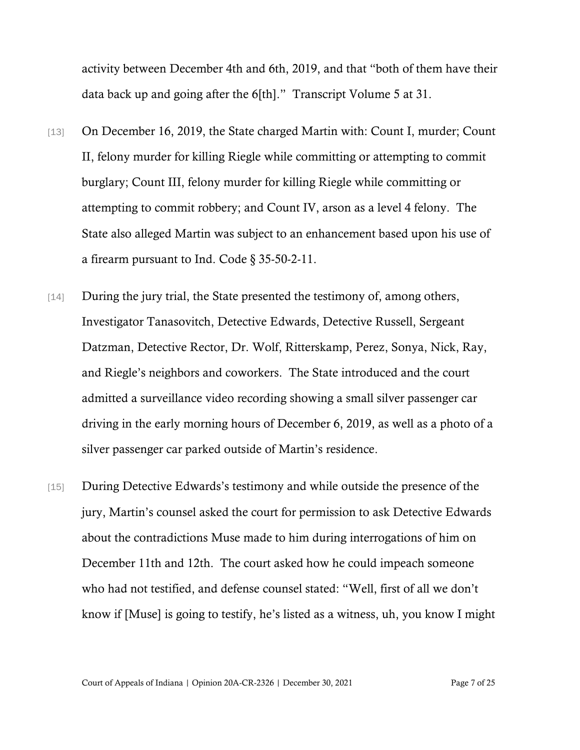activity between December 4th and 6th, 2019, and that "both of them have their data back up and going after the 6[th]." Transcript Volume 5 at 31.

[13] On December 16, 2019, the State charged Martin with: Count I, murder; Count II, felony murder for killing Riegle while committing or attempting to commit burglary; Count III, felony murder for killing Riegle while committing or attempting to commit robbery; and Count IV, arson as a level 4 felony. The State also alleged Martin was subject to an enhancement based upon his use of a firearm pursuant to Ind. Code § 35-50-2-11.

[14] During the jury trial, the State presented the testimony of, among others, Investigator Tanasovitch, Detective Edwards, Detective Russell, Sergeant Datzman, Detective Rector, Dr. Wolf, Ritterskamp, Perez, Sonya, Nick, Ray, and Riegle's neighbors and coworkers. The State introduced and the court admitted a surveillance video recording showing a small silver passenger car driving in the early morning hours of December 6, 2019, as well as a photo of a silver passenger car parked outside of Martin's residence.

[15] During Detective Edwards's testimony and while outside the presence of the jury, Martin's counsel asked the court for permission to ask Detective Edwards about the contradictions Muse made to him during interrogations of him on December 11th and 12th. The court asked how he could impeach someone who had not testified, and defense counsel stated: "Well, first of all we don't know if [Muse] is going to testify, he's listed as a witness, uh, you know I might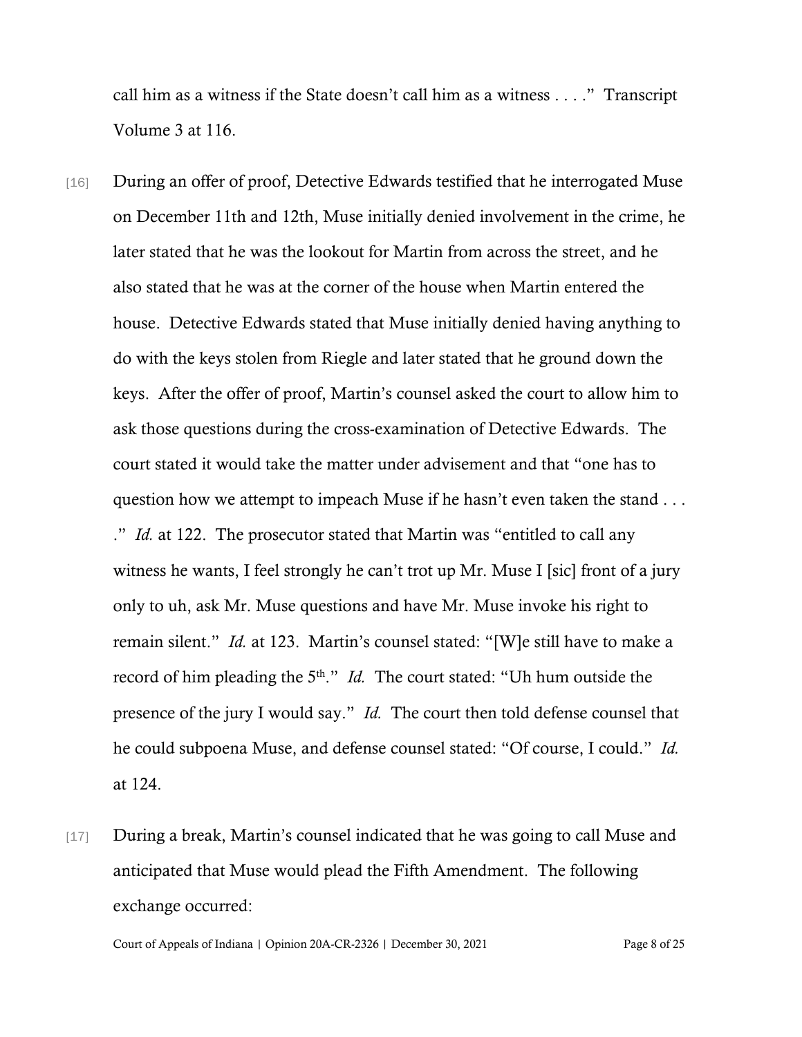call him as a witness if the State doesn't call him as a witness . . . ." Transcript Volume 3 at 116.

[16] During an offer of proof, Detective Edwards testified that he interrogated Muse on December 11th and 12th, Muse initially denied involvement in the crime, he later stated that he was the lookout for Martin from across the street, and he also stated that he was at the corner of the house when Martin entered the house. Detective Edwards stated that Muse initially denied having anything to do with the keys stolen from Riegle and later stated that he ground down the keys. After the offer of proof, Martin's counsel asked the court to allow him to ask those questions during the cross-examination of Detective Edwards. The court stated it would take the matter under advisement and that "one has to question how we attempt to impeach Muse if he hasn't even taken the stand . . . ." *Id.* at 122. The prosecutor stated that Martin was "entitled to call any witness he wants, I feel strongly he can't trot up Mr. Muse I [sic] front of a jury only to uh, ask Mr. Muse questions and have Mr. Muse invoke his right to remain silent." *Id.* at 123. Martin's counsel stated: "[W]e still have to make a record of him pleading the 5th." *Id.* The court stated: "Uh hum outside the presence of the jury I would say." *Id.* The court then told defense counsel that he could subpoena Muse, and defense counsel stated: "Of course, I could." *Id.* at 124.

[17] During a break, Martin's counsel indicated that he was going to call Muse and anticipated that Muse would plead the Fifth Amendment. The following exchange occurred: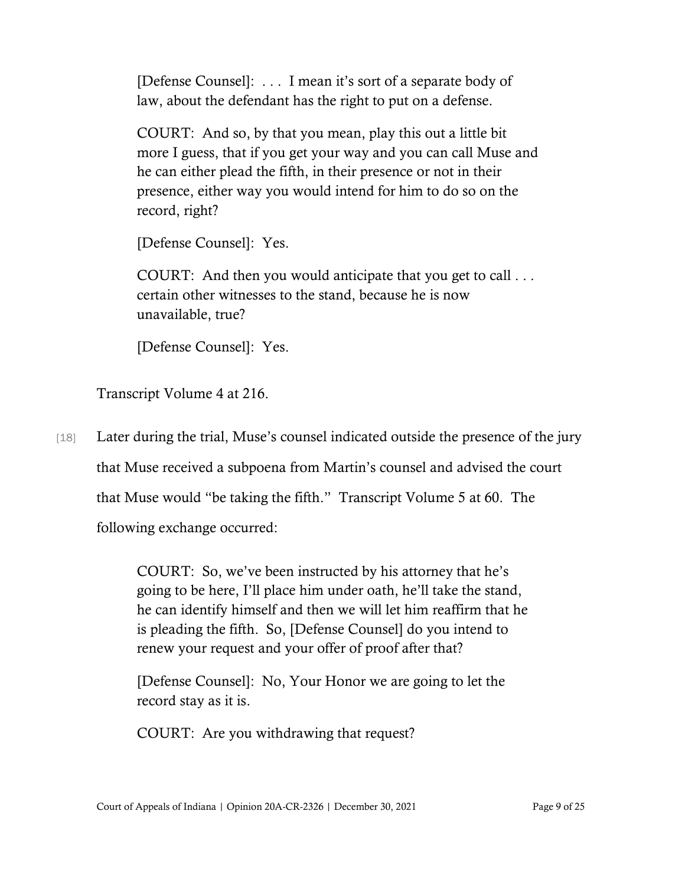> [Defense Counsel]: . . . I mean it's sort of a separate body of law, about the defendant has the right to put on a defense.
>
> COURT: And so, by that you mean, play this out a little bit more I guess, that if you get your way and you can call Muse and he can either plead the fifth, in their presence or not in their presence, either way you would intend for him to do so on the record, right?
>
> [Defense Counsel]: Yes.
>
> COURT: And then you would anticipate that you get to call . . . certain other witnesses to the stand, because he is now unavailable, true?
>
> [Defense Counsel]: Yes.

Transcript Volume 4 at 216.

[18] Later during the trial, Muse's counsel indicated outside the presence of the jury that Muse received a subpoena from Martin's counsel and advised the court that Muse would "be taking the fifth." Transcript Volume 5 at 60. The following exchange occurred:

> COURT: So, we've been instructed by his attorney that he's going to be here, I'll place him under oath, he'll take the stand, he can identify himself and then we will let him reaffirm that he is pleading the fifth. So, [Defense Counsel] do you intend to renew your request and your offer of proof after that?
>
> [Defense Counsel]: No, Your Honor we are going to let the record stay as it is.
>
> COURT: Are you withdrawing that request?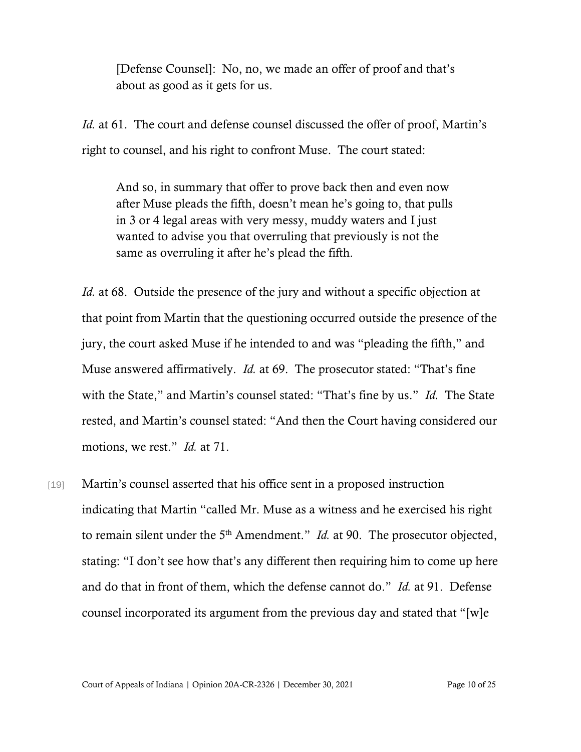> [Defense Counsel]: No, no, we made an offer of proof and that's about as good as it gets for us.

*Id.* at 61. The court and defense counsel discussed the offer of proof, Martin's right to counsel, and his right to confront Muse. The court stated:

> And so, in summary that offer to prove back then and even now after Muse pleads the fifth, doesn't mean he's going to, that pulls in 3 or 4 legal areas with very messy, muddy waters and I just wanted to advise you that overruling that previously is not the same as overruling it after he's plead the fifth.

*Id.* at 68. Outside the presence of the jury and without a specific objection at that point from Martin that the questioning occurred outside the presence of the jury, the court asked Muse if he intended to and was "pleading the fifth," and Muse answered affirmatively. *Id.* at 69. The prosecutor stated: "That's fine with the State," and Martin's counsel stated: "That's fine by us." *Id.* The State rested, and Martin's counsel stated: "And then the Court having considered our motions, we rest." *Id.* at 71.

[19] Martin's counsel asserted that his office sent in a proposed instruction indicating that Martin "called Mr. Muse as a witness and he exercised his right to remain silent under the 5th Amendment." *Id.* at 90. The prosecutor objected, stating: "I don't see how that's any different then requiring him to come up here and do that in front of them, which the defense cannot do." *Id.* at 91. Defense counsel incorporated its argument from the previous day and stated that "[w]e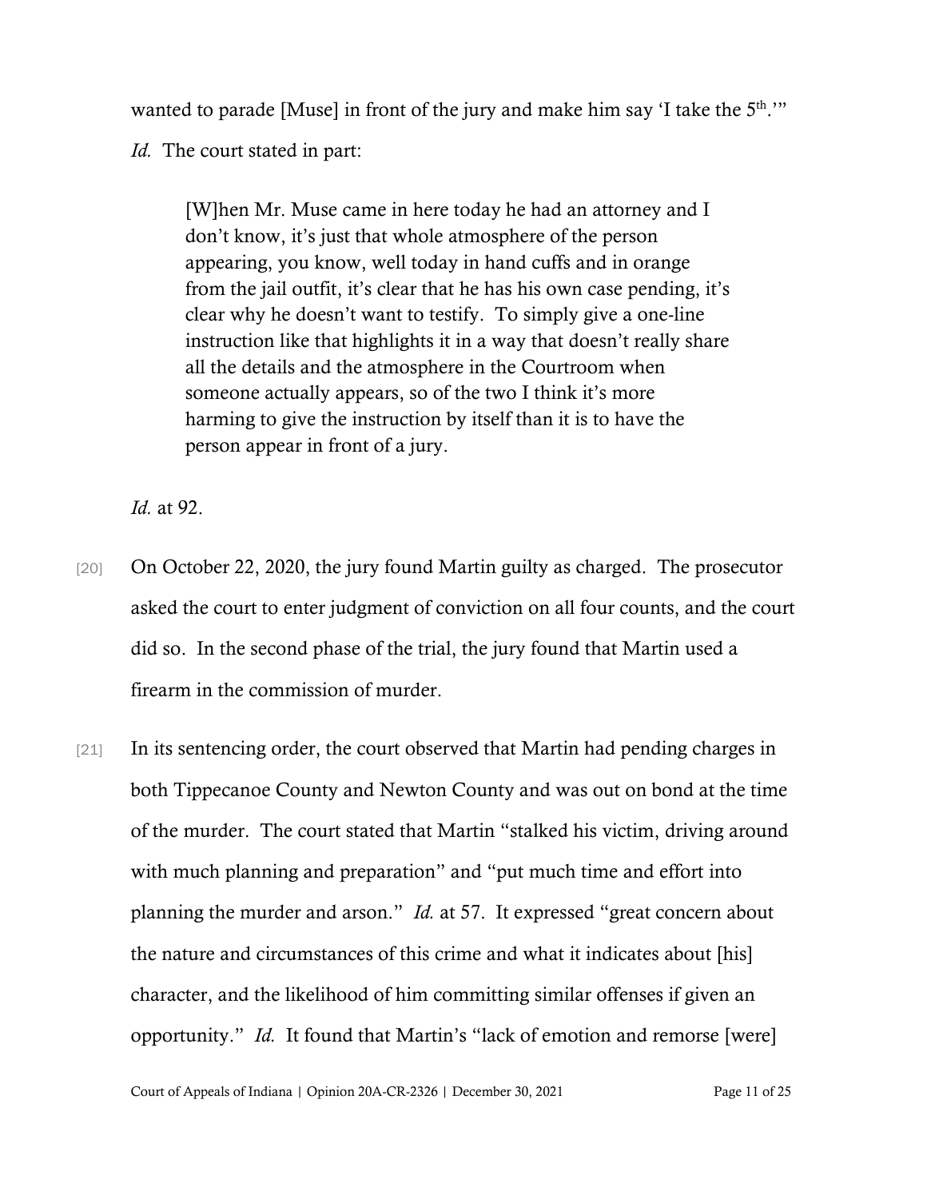wanted to parade [Muse] in front of the jury and make him say 'I take the 5th.'" *Id.* The court stated in part:

> [W]hen Mr. Muse came in here today he had an attorney and I don't know, it's just that whole atmosphere of the person appearing, you know, well today in hand cuffs and in orange from the jail outfit, it's clear that he has his own case pending, it's clear why he doesn't want to testify. To simply give a one-line instruction like that highlights it in a way that doesn't really share all the details and the atmosphere in the Courtroom when someone actually appears, so of the two I think it's more harming to give the instruction by itself than it is to have the person appear in front of a jury.

*Id.* at 92.

[20] On October 22, 2020, the jury found Martin guilty as charged. The prosecutor asked the court to enter judgment of conviction on all four counts, and the court did so. In the second phase of the trial, the jury found that Martin used a firearm in the commission of murder.

[21] In its sentencing order, the court observed that Martin had pending charges in both Tippecanoe County and Newton County and was out on bond at the time of the murder. The court stated that Martin "stalked his victim, driving around with much planning and preparation" and "put much time and effort into planning the murder and arson." *Id.* at 57. It expressed "great concern about the nature and circumstances of this crime and what it indicates about [his] character, and the likelihood of him committing similar offenses if given an opportunity." *Id.* It found that Martin's "lack of emotion and remorse [were]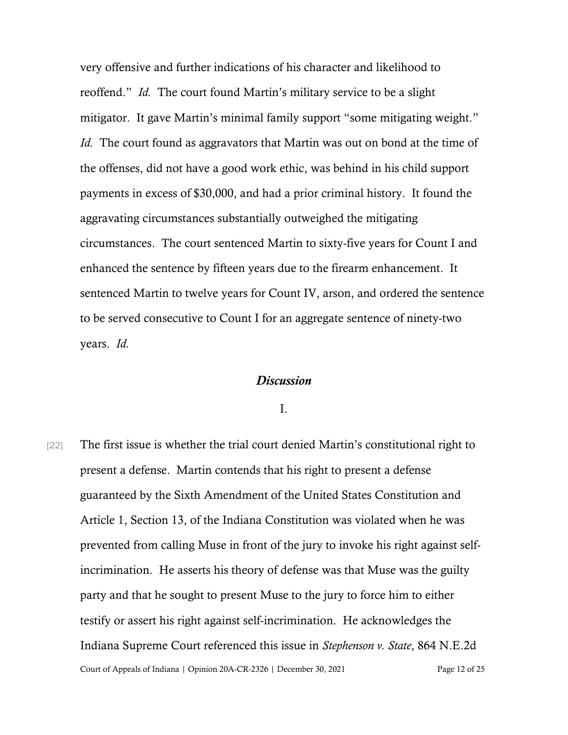very offensive and further indications of his character and likelihood to reoffend." *Id.* The court found Martin's military service to be a slight mitigator. It gave Martin's minimal family support "some mitigating weight." *Id.* The court found as aggravators that Martin was out on bond at the time of the offenses, did not have a good work ethic, was behind in his child support payments in excess of $30,000, and had a prior criminal history. It found the aggravating circumstances substantially outweighed the mitigating circumstances. The court sentenced Martin to sixty-five years for Count I and enhanced the sentence by fifteen years due to the firearm enhancement. It sentenced Martin to twelve years for Count IV, arson, and ordered the sentence to be served consecutive to Count I for an aggregate sentence of ninety-two years. *Id.*

## *Discussion*

### I.

[22] The first issue is whether the trial court denied Martin's constitutional right to present a defense. Martin contends that his right to present a defense guaranteed by the Sixth Amendment of the United States Constitution and Article 1, Section 13, of the Indiana Constitution was violated when he was prevented from calling Muse in front of the jury to invoke his right against self-incrimination. He asserts his theory of defense was that Muse was the guilty party and that he sought to present Muse to the jury to force him to either testify or assert his right against self-incrimination. He acknowledges the Indiana Supreme Court referenced this issue in *Stephenson v. State*, 864 N.E.2d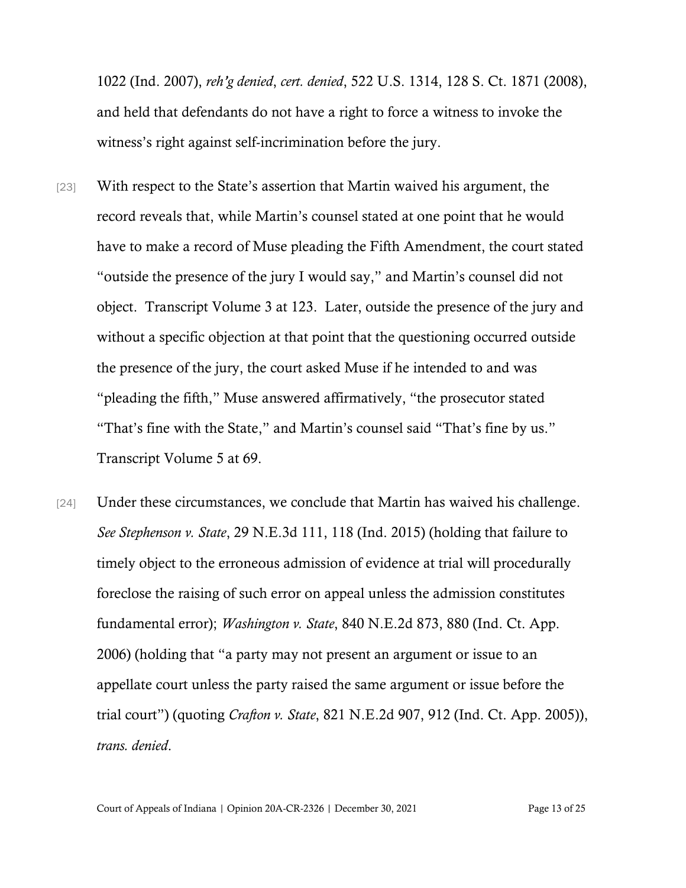1022 (Ind. 2007), *reh'g denied*, *cert. denied*, 522 U.S. 1314, 128 S. Ct. 1871 (2008), and held that defendants do not have a right to force a witness to invoke the witness's right against self-incrimination before the jury.

[23] With respect to the State's assertion that Martin waived his argument, the record reveals that, while Martin's counsel stated at one point that he would have to make a record of Muse pleading the Fifth Amendment, the court stated "outside the presence of the jury I would say," and Martin's counsel did not object. Transcript Volume 3 at 123. Later, outside the presence of the jury and without a specific objection at that point that the questioning occurred outside the presence of the jury, the court asked Muse if he intended to and was "pleading the fifth," Muse answered affirmatively, "the prosecutor stated "That's fine with the State," and Martin's counsel said "That's fine by us." Transcript Volume 5 at 69.

[24] Under these circumstances, we conclude that Martin has waived his challenge. *See Stephenson v. State*, 29 N.E.3d 111, 118 (Ind. 2015) (holding that failure to timely object to the erroneous admission of evidence at trial will procedurally foreclose the raising of such error on appeal unless the admission constitutes fundamental error); *Washington v. State*, 840 N.E.2d 873, 880 (Ind. Ct. App. 2006) (holding that "a party may not present an argument or issue to an appellate court unless the party raised the same argument or issue before the trial court") (quoting *Crafton v. State*, 821 N.E.2d 907, 912 (Ind. Ct. App. 2005)), *trans. denied*.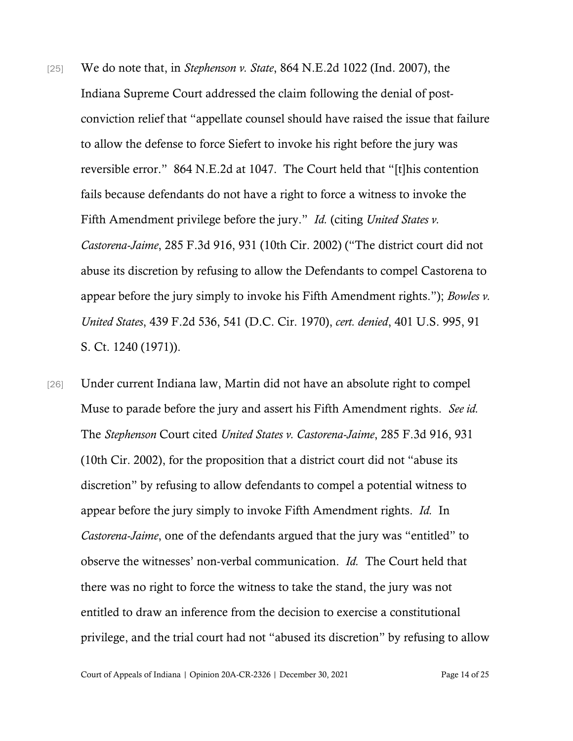[25] We do note that, in *Stephenson v. State*, 864 N.E.2d 1022 (Ind. 2007), the Indiana Supreme Court addressed the claim following the denial of post-conviction relief that "appellate counsel should have raised the issue that failure to allow the defense to force Siefert to invoke his right before the jury was reversible error." 864 N.E.2d at 1047. The Court held that "[t]his contention fails because defendants do not have a right to force a witness to invoke the Fifth Amendment privilege before the jury." *Id.* (citing *United States v. Castorena-Jaime*, 285 F.3d 916, 931 (10th Cir. 2002) ("The district court did not abuse its discretion by refusing to allow the Defendants to compel Castorena to appear before the jury simply to invoke his Fifth Amendment rights."); *Bowles v. United States*, 439 F.2d 536, 541 (D.C. Cir. 1970), *cert. denied*, 401 U.S. 995, 91 S. Ct. 1240 (1971)).

[26] Under current Indiana law, Martin did not have an absolute right to compel Muse to parade before the jury and assert his Fifth Amendment rights. *See id.* The *Stephenson* Court cited *United States v. Castorena-Jaime*, 285 F.3d 916, 931 (10th Cir. 2002), for the proposition that a district court did not "abuse its discretion" by refusing to allow defendants to compel a potential witness to appear before the jury simply to invoke Fifth Amendment rights. *Id.* In *Castorena-Jaime*, one of the defendants argued that the jury was "entitled" to observe the witnesses' non-verbal communication. *Id.* The Court held that there was no right to force the witness to take the stand, the jury was not entitled to draw an inference from the decision to exercise a constitutional privilege, and the trial court had not "abused its discretion" by refusing to allow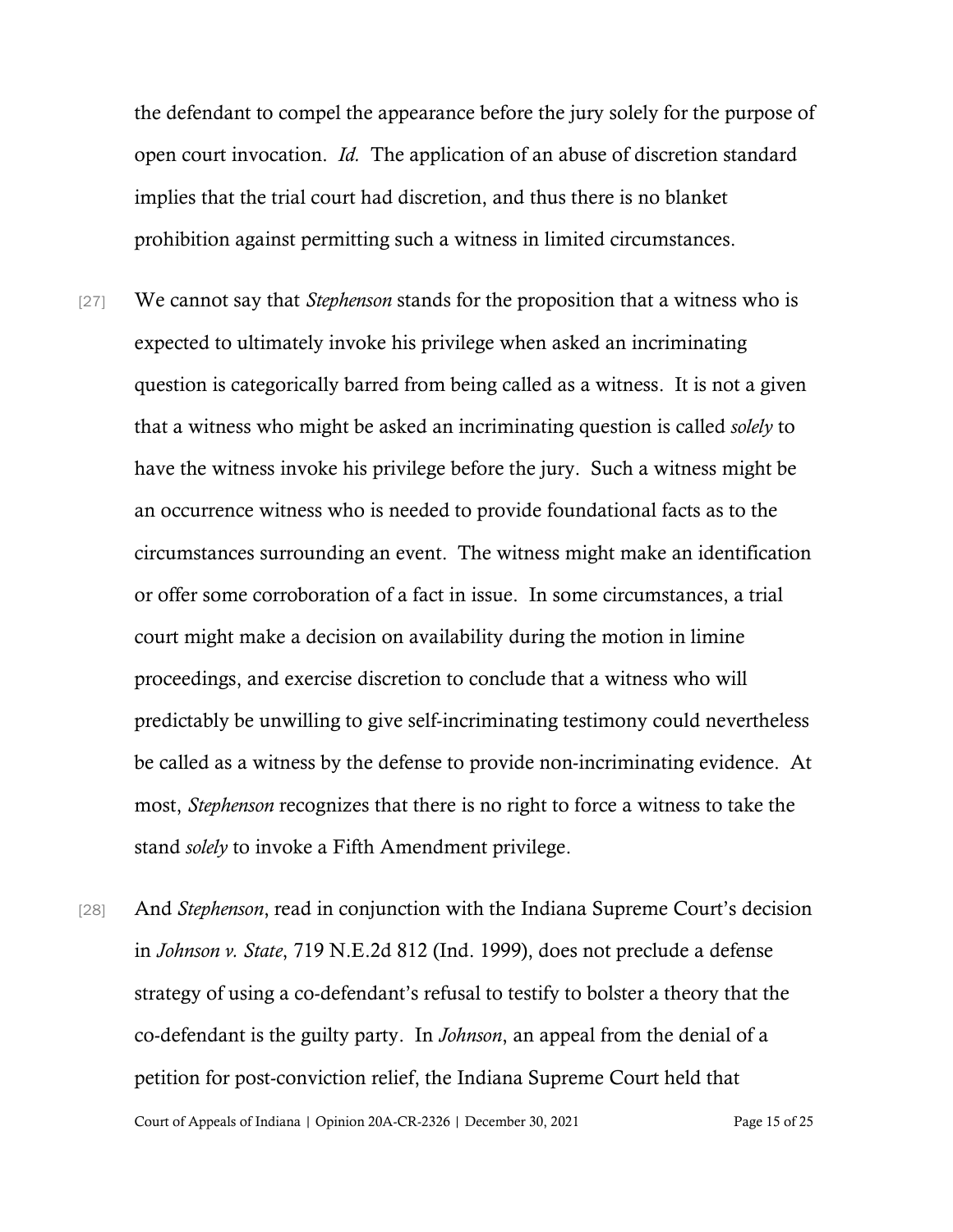the defendant to compel the appearance before the jury solely for the purpose of open court invocation. *Id.* The application of an abuse of discretion standard implies that the trial court had discretion, and thus there is no blanket prohibition against permitting such a witness in limited circumstances.

[27] We cannot say that *Stephenson* stands for the proposition that a witness who is expected to ultimately invoke his privilege when asked an incriminating question is categorically barred from being called as a witness. It is not a given that a witness who might be asked an incriminating question is called *solely* to have the witness invoke his privilege before the jury. Such a witness might be an occurrence witness who is needed to provide foundational facts as to the circumstances surrounding an event. The witness might make an identification or offer some corroboration of a fact in issue. In some circumstances, a trial court might make a decision on availability during the motion in limine proceedings, and exercise discretion to conclude that a witness who will predictably be unwilling to give self-incriminating testimony could nevertheless be called as a witness by the defense to provide non-incriminating evidence. At most, *Stephenson* recognizes that there is no right to force a witness to take the stand *solely* to invoke a Fifth Amendment privilege.

[28] And *Stephenson*, read in conjunction with the Indiana Supreme Court's decision in *Johnson v. State*, 719 N.E.2d 812 (Ind. 1999), does not preclude a defense strategy of using a co-defendant's refusal to testify to bolster a theory that the co-defendant is the guilty party. In *Johnson*, an appeal from the denial of a petition for post-conviction relief, the Indiana Supreme Court held that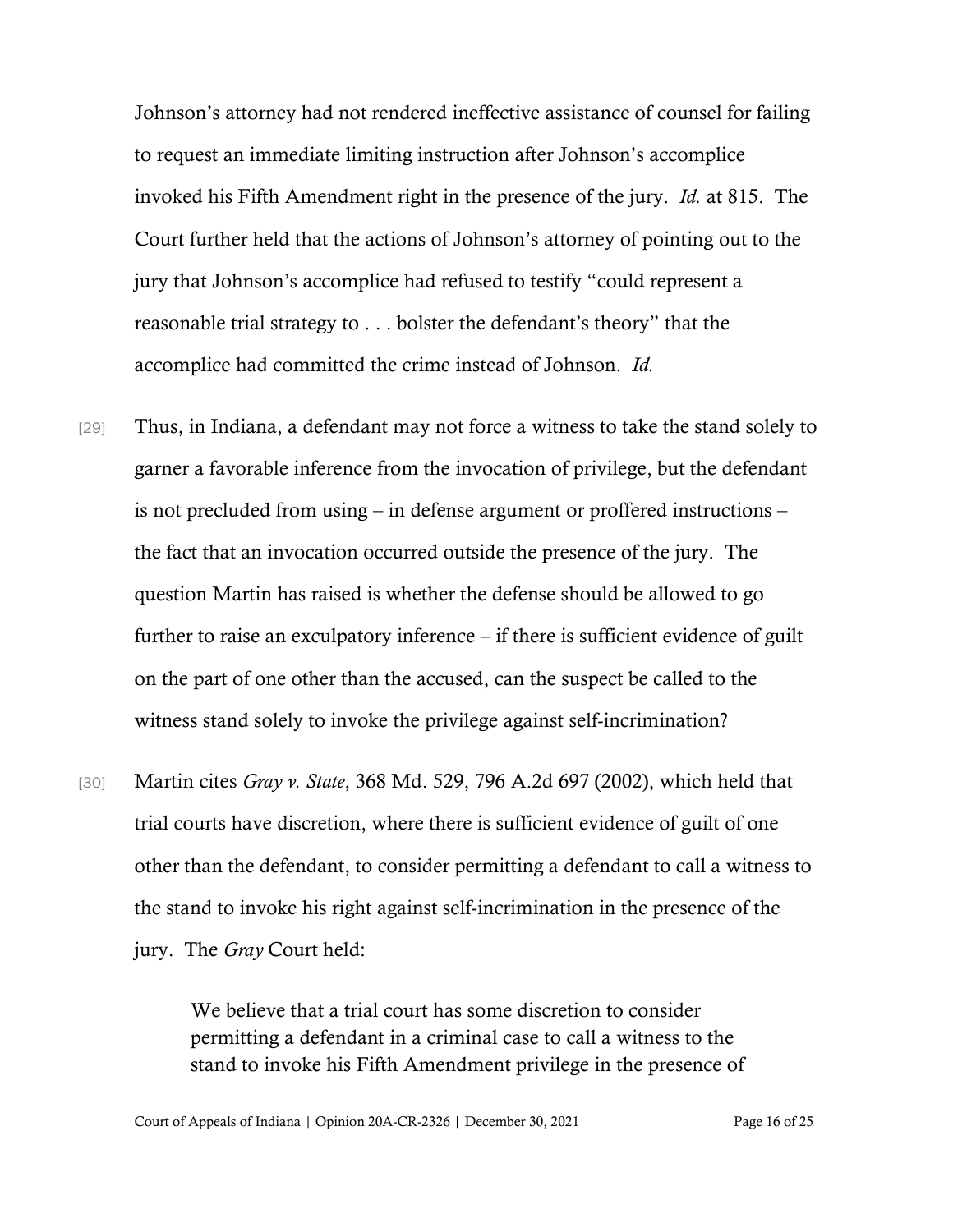Johnson's attorney had not rendered ineffective assistance of counsel for failing to request an immediate limiting instruction after Johnson's accomplice invoked his Fifth Amendment right in the presence of the jury. *Id.* at 815. The Court further held that the actions of Johnson's attorney of pointing out to the jury that Johnson's accomplice had refused to testify "could represent a reasonable trial strategy to . . . bolster the defendant's theory" that the accomplice had committed the crime instead of Johnson. *Id.*

[29] Thus, in Indiana, a defendant may not force a witness to take the stand solely to garner a favorable inference from the invocation of privilege, but the defendant is not precluded from using – in defense argument or proffered instructions – the fact that an invocation occurred outside the presence of the jury. The question Martin has raised is whether the defense should be allowed to go further to raise an exculpatory inference – if there is sufficient evidence of guilt on the part of one other than the accused, can the suspect be called to the witness stand solely to invoke the privilege against self-incrimination?

[30] Martin cites *Gray v. State*, 368 Md. 529, 796 A.2d 697 (2002), which held that trial courts have discretion, where there is sufficient evidence of guilt of one other than the defendant, to consider permitting a defendant to call a witness to the stand to invoke his right against self-incrimination in the presence of the jury. The *Gray* Court held:

> We believe that a trial court has some discretion to consider permitting a defendant in a criminal case to call a witness to the stand to invoke his Fifth Amendment privilege in the presence of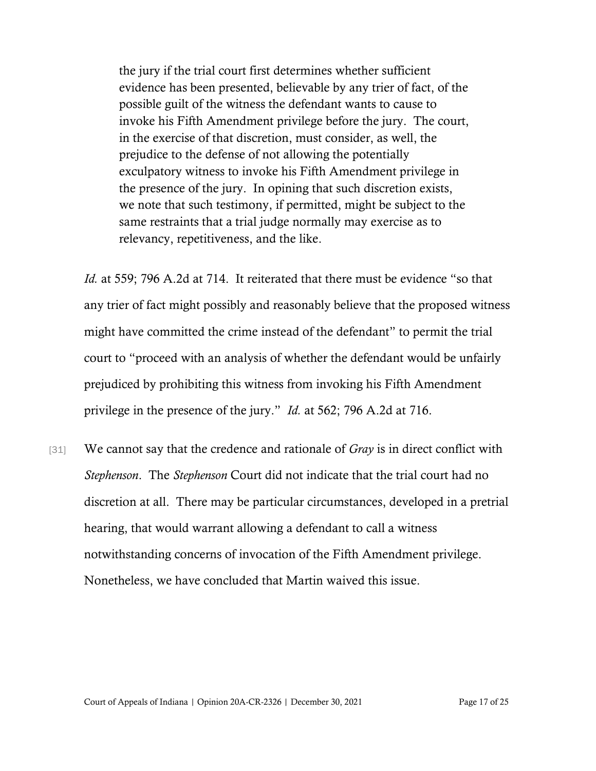> the jury if the trial court first determines whether sufficient evidence has been presented, believable by any trier of fact, of the possible guilt of the witness the defendant wants to cause to invoke his Fifth Amendment privilege before the jury. The court, in the exercise of that discretion, must consider, as well, the prejudice to the defense of not allowing the potentially exculpatory witness to invoke his Fifth Amendment privilege in the presence of the jury. In opining that such discretion exists, we note that such testimony, if permitted, might be subject to the same restraints that a trial judge normally may exercise as to relevancy, repetitiveness, and the like.

*Id.* at 559; 796 A.2d at 714. It reiterated that there must be evidence "so that any trier of fact might possibly and reasonably believe that the proposed witness might have committed the crime instead of the defendant" to permit the trial court to "proceed with an analysis of whether the defendant would be unfairly prejudiced by prohibiting this witness from invoking his Fifth Amendment privilege in the presence of the jury." *Id.* at 562; 796 A.2d at 716.

[31] We cannot say that the credence and rationale of *Gray* is in direct conflict with *Stephenson*. The *Stephenson* Court did not indicate that the trial court had no discretion at all. There may be particular circumstances, developed in a pretrial hearing, that would warrant allowing a defendant to call a witness notwithstanding concerns of invocation of the Fifth Amendment privilege. Nonetheless, we have concluded that Martin waived this issue.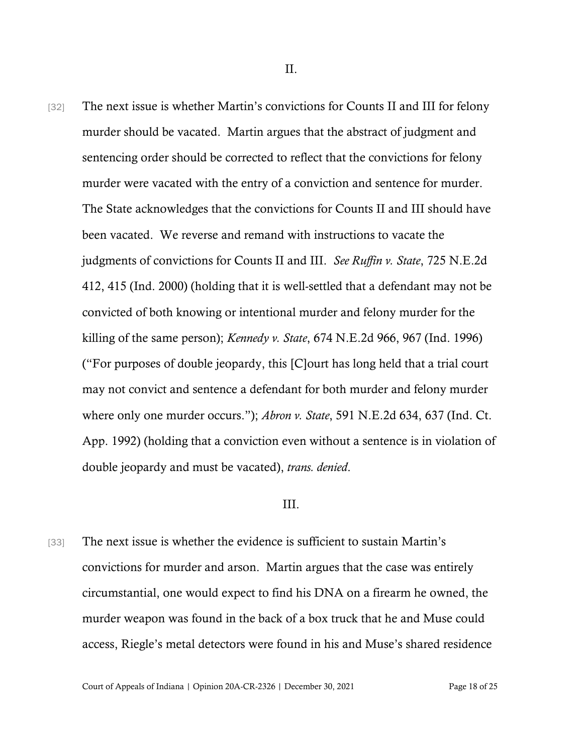II.

[32] The next issue is whether Martin's convictions for Counts II and III for felony murder should be vacated. Martin argues that the abstract of judgment and sentencing order should be corrected to reflect that the convictions for felony murder were vacated with the entry of a conviction and sentence for murder. The State acknowledges that the convictions for Counts II and III should have been vacated. We reverse and remand with instructions to vacate the judgments of convictions for Counts II and III. *See Ruffin v. State*, 725 N.E.2d 412, 415 (Ind. 2000) (holding that it is well-settled that a defendant may not be convicted of both knowing or intentional murder and felony murder for the killing of the same person); *Kennedy v. State*, 674 N.E.2d 966, 967 (Ind. 1996) ("For purposes of double jeopardy, this [C]ourt has long held that a trial court may not convict and sentence a defendant for both murder and felony murder where only one murder occurs."); *Abron v. State*, 591 N.E.2d 634, 637 (Ind. Ct. App. 1992) (holding that a conviction even without a sentence is in violation of double jeopardy and must be vacated), *trans. denied*.

III.

[33] The next issue is whether the evidence is sufficient to sustain Martin's convictions for murder and arson. Martin argues that the case was entirely circumstantial, one would expect to find his DNA on a firearm he owned, the murder weapon was found in the back of a box truck that he and Muse could access, Riegle's metal detectors were found in his and Muse's shared residence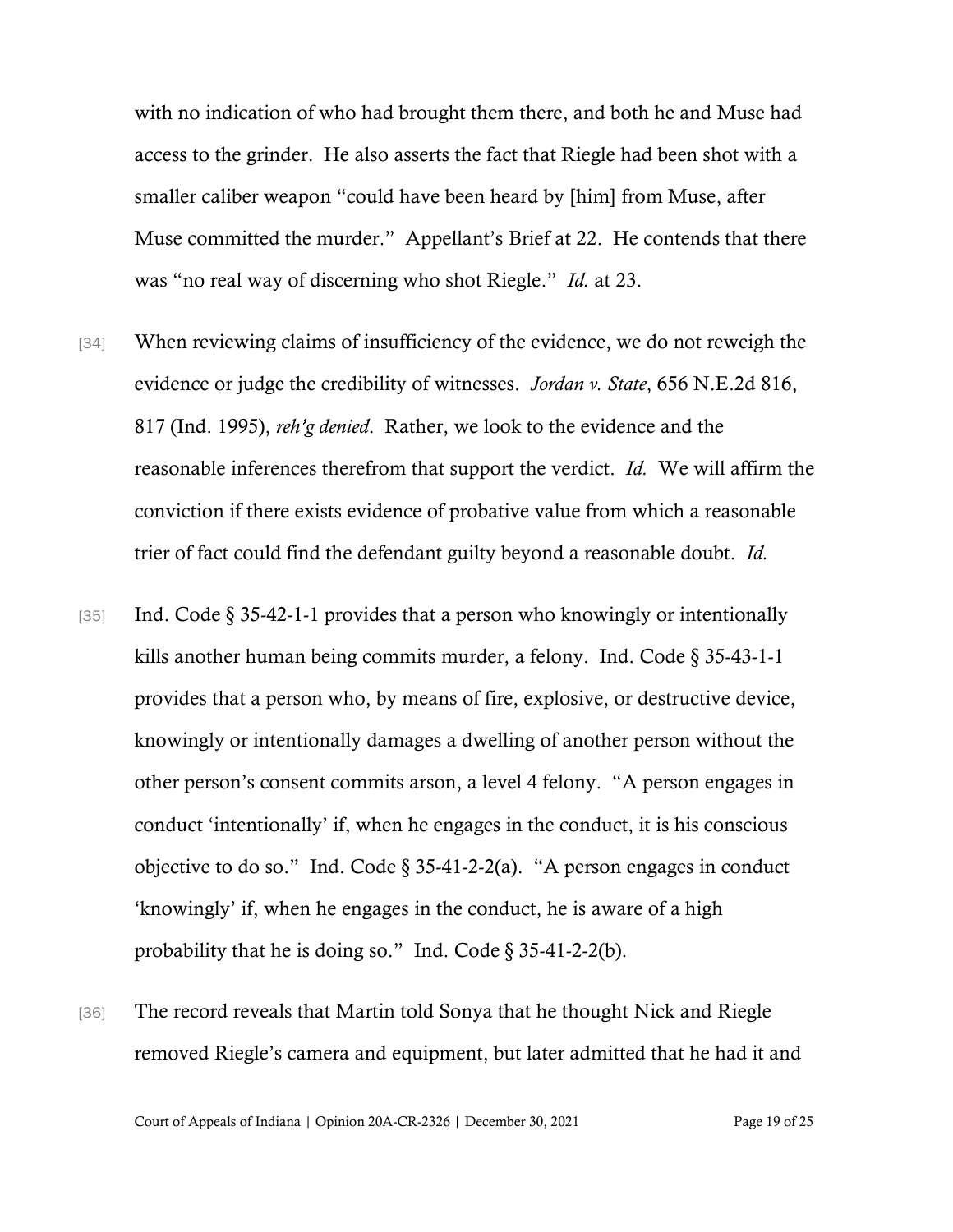with no indication of who had brought them there, and both he and Muse had access to the grinder. He also asserts the fact that Riegle had been shot with a smaller caliber weapon "could have been heard by [him] from Muse, after Muse committed the murder." Appellant's Brief at 22. He contends that there was "no real way of discerning who shot Riegle." *Id.* at 23.

[34] When reviewing claims of insufficiency of the evidence, we do not reweigh the evidence or judge the credibility of witnesses. *Jordan v. State*, 656 N.E.2d 816, 817 (Ind. 1995), *reh'g denied*. Rather, we look to the evidence and the reasonable inferences therefrom that support the verdict. *Id.* We will affirm the conviction if there exists evidence of probative value from which a reasonable trier of fact could find the defendant guilty beyond a reasonable doubt. *Id.*

[35] Ind. Code § 35-42-1-1 provides that a person who knowingly or intentionally kills another human being commits murder, a felony. Ind. Code § 35-43-1-1 provides that a person who, by means of fire, explosive, or destructive device, knowingly or intentionally damages a dwelling of another person without the other person's consent commits arson, a level 4 felony. "A person engages in conduct 'intentionally' if, when he engages in the conduct, it is his conscious objective to do so." Ind. Code § 35-41-2-2(a). "A person engages in conduct 'knowingly' if, when he engages in the conduct, he is aware of a high probability that he is doing so." Ind. Code § 35-41-2-2(b).

[36] The record reveals that Martin told Sonya that he thought Nick and Riegle removed Riegle's camera and equipment, but later admitted that he had it and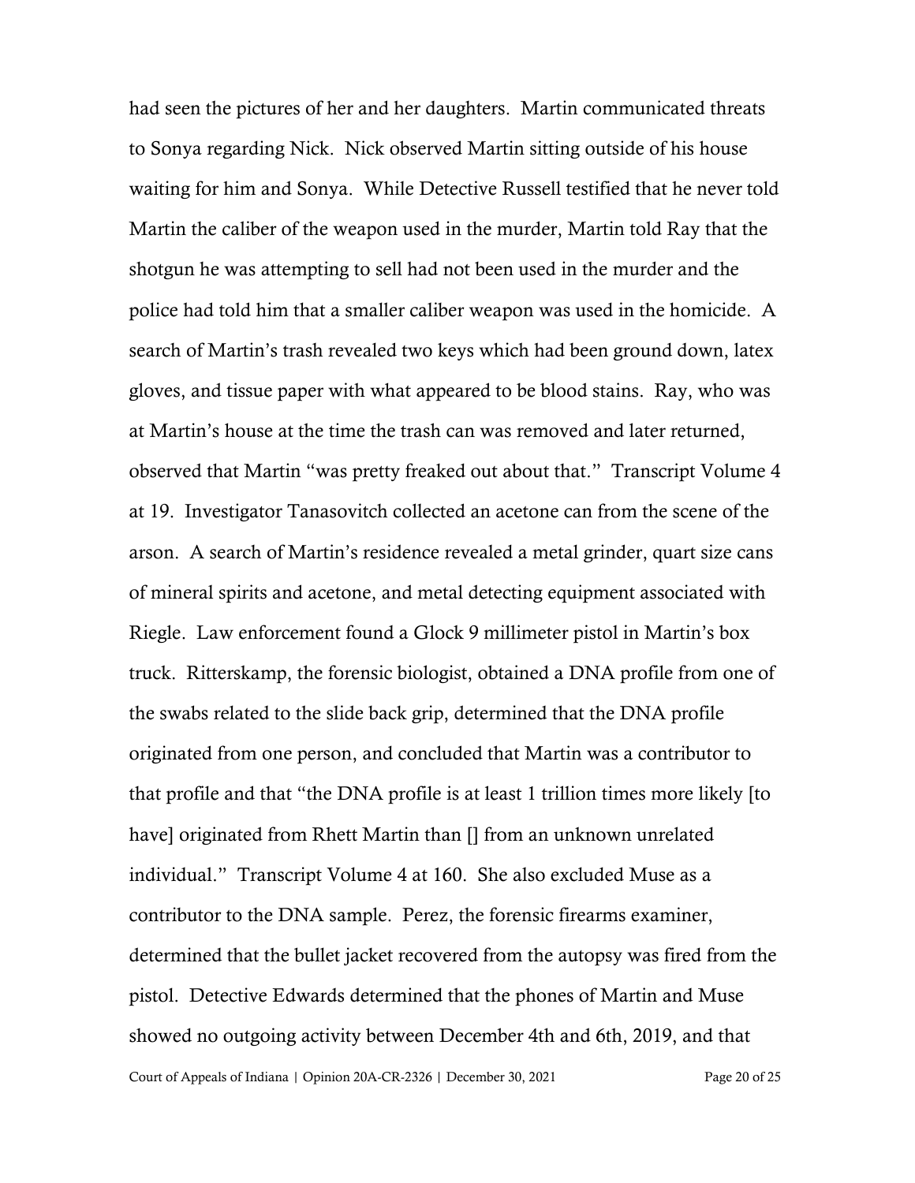had seen the pictures of her and her daughters. Martin communicated threats to Sonya regarding Nick. Nick observed Martin sitting outside of his house waiting for him and Sonya. While Detective Russell testified that he never told Martin the caliber of the weapon used in the murder, Martin told Ray that the shotgun he was attempting to sell had not been used in the murder and the police had told him that a smaller caliber weapon was used in the homicide. A search of Martin's trash revealed two keys which had been ground down, latex gloves, and tissue paper with what appeared to be blood stains. Ray, who was at Martin's house at the time the trash can was removed and later returned, observed that Martin "was pretty freaked out about that." Transcript Volume 4 at 19. Investigator Tanasovitch collected an acetone can from the scene of the arson. A search of Martin's residence revealed a metal grinder, quart size cans of mineral spirits and acetone, and metal detecting equipment associated with Riegle. Law enforcement found a Glock 9 millimeter pistol in Martin's box truck. Ritterskamp, the forensic biologist, obtained a DNA profile from one of the swabs related to the slide back grip, determined that the DNA profile originated from one person, and concluded that Martin was a contributor to that profile and that "the DNA profile is at least 1 trillion times more likely [to have] originated from Rhett Martin than [] from an unknown unrelated individual." Transcript Volume 4 at 160. She also excluded Muse as a contributor to the DNA sample. Perez, the forensic firearms examiner, determined that the bullet jacket recovered from the autopsy was fired from the pistol. Detective Edwards determined that the phones of Martin and Muse showed no outgoing activity between December 4th and 6th, 2019, and that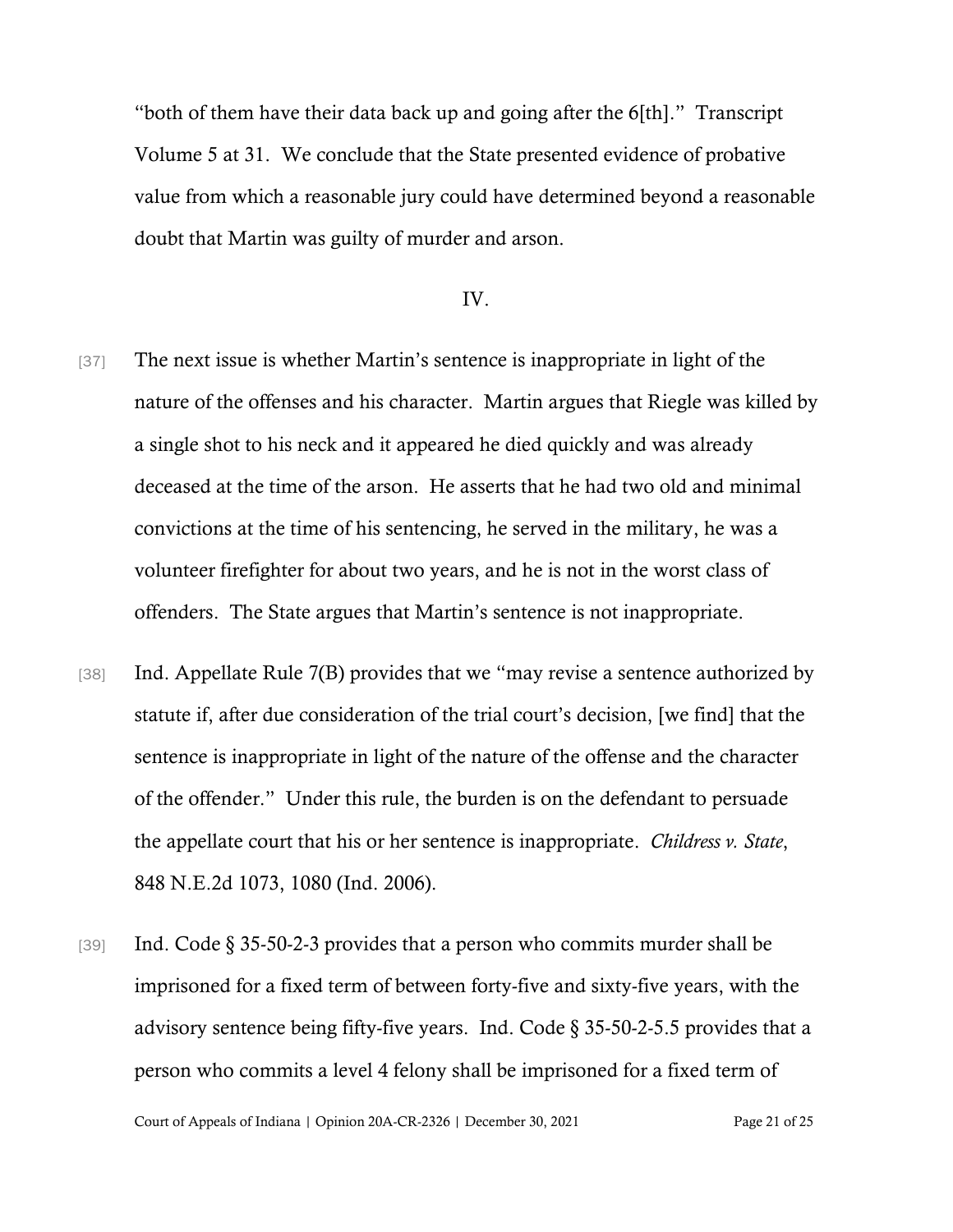"both of them have their data back up and going after the 6[th]." Transcript Volume 5 at 31. We conclude that the State presented evidence of probative value from which a reasonable jury could have determined beyond a reasonable doubt that Martin was guilty of murder and arson.

IV.

[37] The next issue is whether Martin's sentence is inappropriate in light of the nature of the offenses and his character. Martin argues that Riegle was killed by a single shot to his neck and it appeared he died quickly and was already deceased at the time of the arson. He asserts that he had two old and minimal convictions at the time of his sentencing, he served in the military, he was a volunteer firefighter for about two years, and he is not in the worst class of offenders. The State argues that Martin's sentence is not inappropriate.

[38] Ind. Appellate Rule 7(B) provides that we "may revise a sentence authorized by statute if, after due consideration of the trial court's decision, [we find] that the sentence is inappropriate in light of the nature of the offense and the character of the offender." Under this rule, the burden is on the defendant to persuade the appellate court that his or her sentence is inappropriate. *Childress v. State*, 848 N.E.2d 1073, 1080 (Ind. 2006).

[39] Ind. Code § 35-50-2-3 provides that a person who commits murder shall be imprisoned for a fixed term of between forty-five and sixty-five years, with the advisory sentence being fifty-five years. Ind. Code § 35-50-2-5.5 provides that a person who commits a level 4 felony shall be imprisoned for a fixed term of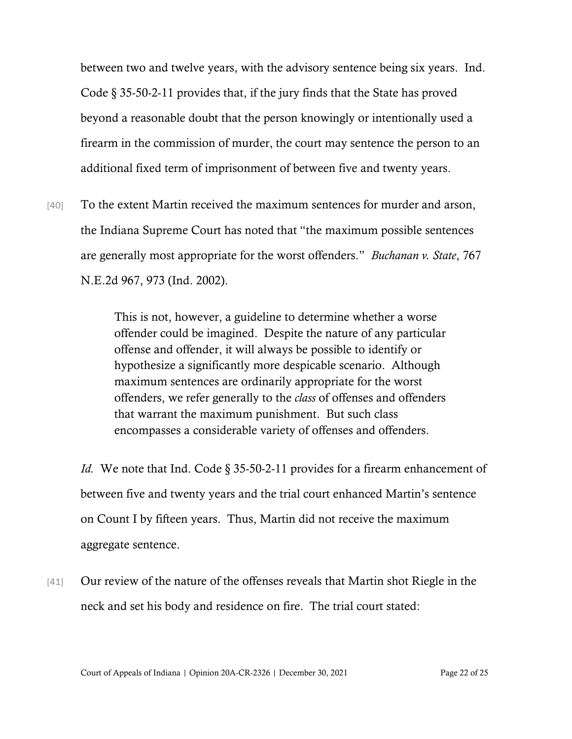between two and twelve years, with the advisory sentence being six years. Ind. Code § 35-50-2-11 provides that, if the jury finds that the State has proved beyond a reasonable doubt that the person knowingly or intentionally used a firearm in the commission of murder, the court may sentence the person to an additional fixed term of imprisonment of between five and twenty years.

[40] To the extent Martin received the maximum sentences for murder and arson, the Indiana Supreme Court has noted that "the maximum possible sentences are generally most appropriate for the worst offenders." *Buchanan v. State*, 767 N.E.2d 967, 973 (Ind. 2002).

> This is not, however, a guideline to determine whether a worse offender could be imagined. Despite the nature of any particular offense and offender, it will always be possible to identify or hypothesize a significantly more despicable scenario. Although maximum sentences are ordinarily appropriate for the worst offenders, we refer generally to the *class* of offenses and offenders that warrant the maximum punishment. But such class encompasses a considerable variety of offenses and offenders.

*Id.* We note that Ind. Code § 35-50-2-11 provides for a firearm enhancement of between five and twenty years and the trial court enhanced Martin's sentence on Count I by fifteen years. Thus, Martin did not receive the maximum aggregate sentence.

[41] Our review of the nature of the offenses reveals that Martin shot Riegle in the neck and set his body and residence on fire. The trial court stated: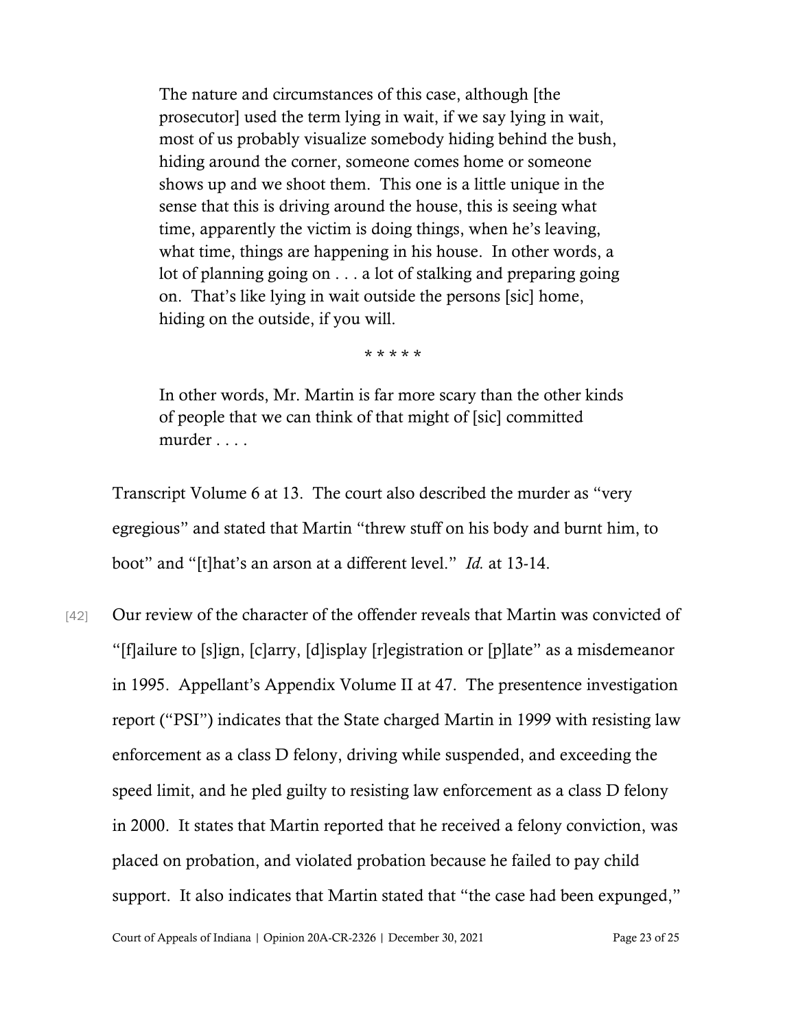> The nature and circumstances of this case, although [the prosecutor] used the term lying in wait, if we say lying in wait, most of us probably visualize somebody hiding behind the bush, hiding around the corner, someone comes home or someone shows up and we shoot them. This one is a little unique in the sense that this is driving around the house, this is seeing what time, apparently the victim is doing things, when he's leaving, what time, things are happening in his house. In other words, a lot of planning going on . . . a lot of stalking and preparing going on. That's like lying in wait outside the persons [sic] home, hiding on the outside, if you will.
>
> \* \* \* \* \*
>
> In other words, Mr. Martin is far more scary than the other kinds of people that we can think of that might of [sic] committed murder . . . .

Transcript Volume 6 at 13. The court also described the murder as "very egregious" and stated that Martin "threw stuff on his body and burnt him, to boot" and "[t]hat's an arson at a different level." *Id.* at 13-14.

[42] Our review of the character of the offender reveals that Martin was convicted of "[f]ailure to [s]ign, [c]arry, [d]isplay [r]egistration or [p]late" as a misdemeanor in 1995. Appellant's Appendix Volume II at 47. The presentence investigation report ("PSI") indicates that the State charged Martin in 1999 with resisting law enforcement as a class D felony, driving while suspended, and exceeding the speed limit, and he pled guilty to resisting law enforcement as a class D felony in 2000. It states that Martin reported that he received a felony conviction, was placed on probation, and violated probation because he failed to pay child support. It also indicates that Martin stated that "the case had been expunged,"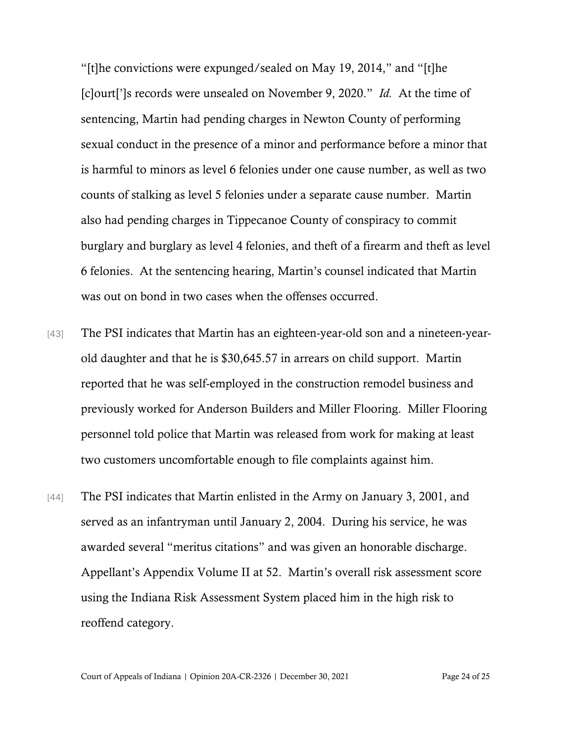"[t]he convictions were expunged/sealed on May 19, 2014," and "[t]he [c]ourt[']s records were unsealed on November 9, 2020." *Id.* At the time of sentencing, Martin had pending charges in Newton County of performing sexual conduct in the presence of a minor and performance before a minor that is harmful to minors as level 6 felonies under one cause number, as well as two counts of stalking as level 5 felonies under a separate cause number. Martin also had pending charges in Tippecanoe County of conspiracy to commit burglary and burglary as level 4 felonies, and theft of a firearm and theft as level 6 felonies. At the sentencing hearing, Martin's counsel indicated that Martin was out on bond in two cases when the offenses occurred.

[43] The PSI indicates that Martin has an eighteen-year-old son and a nineteen-year-old daughter and that he is $30,645.57 in arrears on child support. Martin reported that he was self-employed in the construction remodel business and previously worked for Anderson Builders and Miller Flooring. Miller Flooring personnel told police that Martin was released from work for making at least two customers uncomfortable enough to file complaints against him.

[44] The PSI indicates that Martin enlisted in the Army on January 3, 2001, and served as an infantryman until January 2, 2004. During his service, he was awarded several "meritus citations" and was given an honorable discharge. Appellant's Appendix Volume II at 52. Martin's overall risk assessment score using the Indiana Risk Assessment System placed him in the high risk to reoffend category.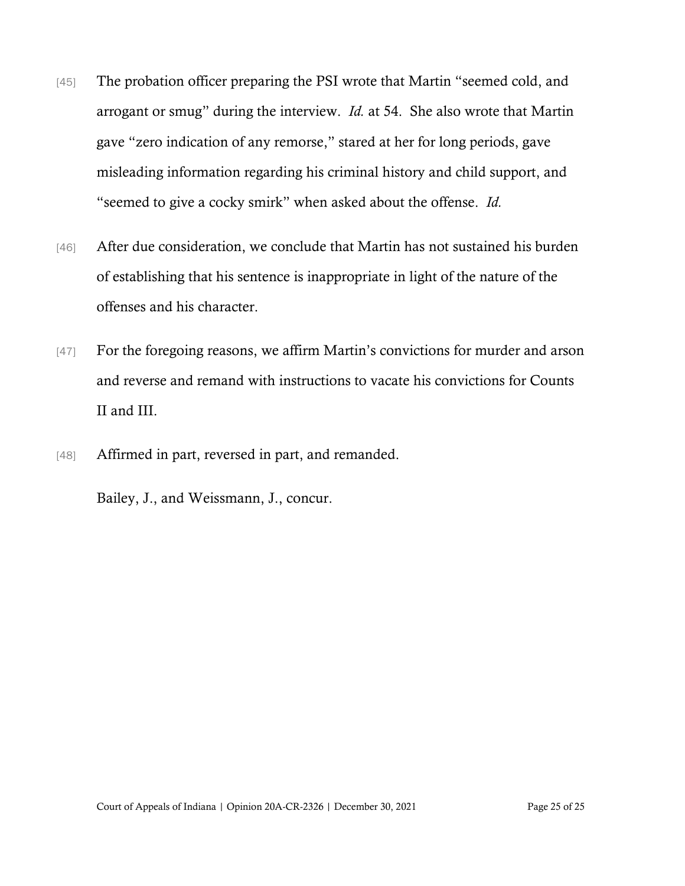[45] The probation officer preparing the PSI wrote that Martin "seemed cold, and arrogant or smug" during the interview. *Id.* at 54. She also wrote that Martin gave "zero indication of any remorse," stared at her for long periods, gave misleading information regarding his criminal history and child support, and "seemed to give a cocky smirk" when asked about the offense. *Id.*

[46] After due consideration, we conclude that Martin has not sustained his burden of establishing that his sentence is inappropriate in light of the nature of the offenses and his character.

[47] For the foregoing reasons, we affirm Martin's convictions for murder and arson and reverse and remand with instructions to vacate his convictions for Counts II and III.

[48] Affirmed in part, reversed in part, and remanded.

Bailey, J., and Weissmann, J., concur.